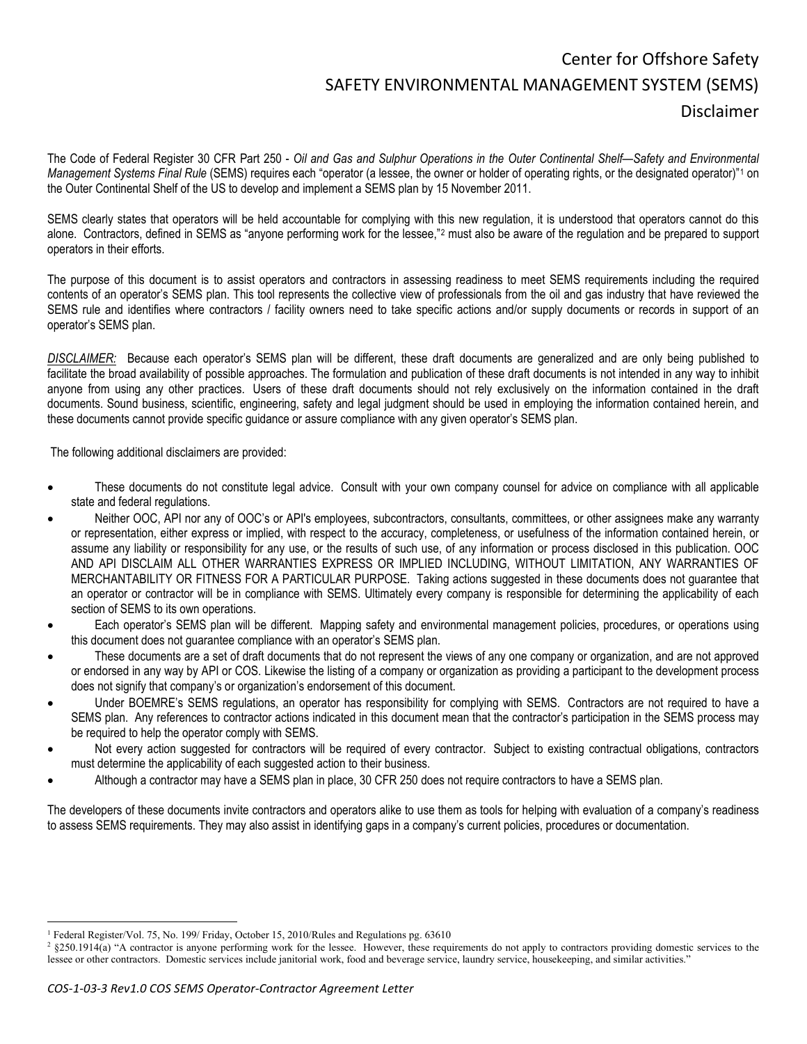# Center for Offshore Safety
## SAFETY ENVIRONMENTAL MANAGEMENT SYSTEM (SEMS)
## Disclaimer

The Code of Federal Register 30 CFR Part 250 - *Oil and Gas and Sulphur Operations in the Outer Continental Shelf—Safety and Environmental Management Systems Final Rule* (SEMS) requires each "operator (a lessee, the owner or holder of operating rights, or the designated operator)"[1] on the Outer Continental Shelf of the US to develop and implement a SEMS plan by 15 November 2011.

SEMS clearly states that operators will be held accountable for complying with this new regulation, it is understood that operators cannot do this alone. Contractors, defined in SEMS as "anyone performing work for the lessee,"[2] must also be aware of the regulation and be prepared to support operators in their efforts.

The purpose of this document is to assist operators and contractors in assessing readiness to meet SEMS requirements including the required contents of an operator's SEMS plan. This tool represents the collective view of professionals from the oil and gas industry that have reviewed the SEMS rule and identifies where contractors / facility owners need to take specific actions and/or supply documents or records in support of an operator's SEMS plan.

*DISCLAIMER:* Because each operator's SEMS plan will be different, these draft documents are generalized and are only being published to facilitate the broad availability of possible approaches. The formulation and publication of these draft documents is not intended in any way to inhibit anyone from using any other practices. Users of these draft documents should not rely exclusively on the information contained in the draft documents. Sound business, scientific, engineering, safety and legal judgment should be used in employing the information contained herein, and these documents cannot provide specific guidance or assure compliance with any given operator's SEMS plan.

The following additional disclaimers are provided:

- These documents do not constitute legal advice. Consult with your own company counsel for advice on compliance with all applicable state and federal regulations.
- Neither OOC, API nor any of OOC's or API's employees, subcontractors, consultants, committees, or other assignees make any warranty or representation, either express or implied, with respect to the accuracy, completeness, or usefulness of the information contained herein, or assume any liability or responsibility for any use, or the results of such use, of any information or process disclosed in this publication. OOC AND API DISCLAIM ALL OTHER WARRANTIES EXPRESS OR IMPLIED INCLUDING, WITHOUT LIMITATION, ANY WARRANTIES OF MERCHANTABILITY OR FITNESS FOR A PARTICULAR PURPOSE. Taking actions suggested in these documents does not guarantee that an operator or contractor will be in compliance with SEMS. Ultimately every company is responsible for determining the applicability of each section of SEMS to its own operations.
- Each operator's SEMS plan will be different. Mapping safety and environmental management policies, procedures, or operations using this document does not guarantee compliance with an operator's SEMS plan.
- These documents are a set of draft documents that do not represent the views of any one company or organization, and are not approved or endorsed in any way by API or COS. Likewise the listing of a company or organization as providing a participant to the development process does not signify that company's or organization's endorsement of this document.
- Under BOEMRE's SEMS regulations, an operator has responsibility for complying with SEMS. Contractors are not required to have a SEMS plan. Any references to contractor actions indicated in this document mean that the contractor's participation in the SEMS process may be required to help the operator comply with SEMS.
- Not every action suggested for contractors will be required of every contractor. Subject to existing contractual obligations, contractors must determine the applicability of each suggested action to their business.
- Although a contractor may have a SEMS plan in place, 30 CFR 250 does not require contractors to have a SEMS plan.

The developers of these documents invite contractors and operators alike to use them as tools for helping with evaluation of a company's readiness to assess SEMS requirements. They may also assist in identifying gaps in a company's current policies, procedures or documentation.

---

[1] Federal Register/Vol. 75, No. 199/ Friday, October 15, 2010/Rules and Regulations pg. 63610

[2] §250.1914(a) "A contractor is anyone performing work for the lessee. However, these requirements do not apply to contractors providing domestic services to the lessee or other contractors. Domestic services include janitorial work, food and beverage service, laundry service, housekeeping, and similar activities."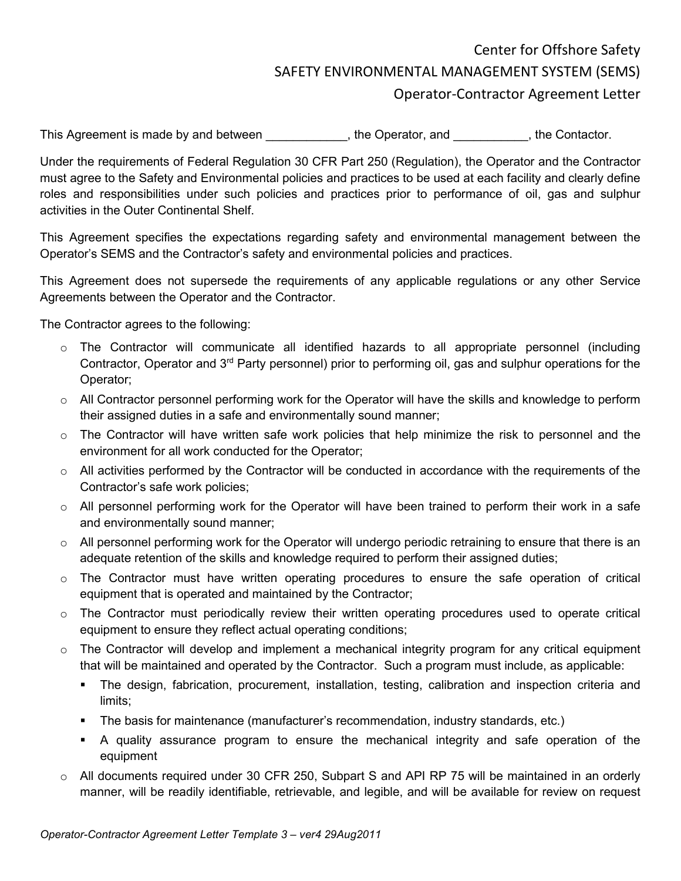# Center for Offshore Safety

## SAFETY ENVIRONMENTAL MANAGEMENT SYSTEM (SEMS)

## Operator-Contractor Agreement Letter

This Agreement is made by and between ____________, the Operator, and ___________, the Contactor.

Under the requirements of Federal Regulation 30 CFR Part 250 (Regulation), the Operator and the Contractor must agree to the Safety and Environmental policies and practices to be used at each facility and clearly define roles and responsibilities under such policies and practices prior to performance of oil, gas and sulphur activities in the Outer Continental Shelf.

This Agreement specifies the expectations regarding safety and environmental management between the Operator's SEMS and the Contractor's safety and environmental policies and practices.

This Agreement does not supersede the requirements of any applicable regulations or any other Service Agreements between the Operator and the Contractor.

The Contractor agrees to the following:

- The Contractor will communicate all identified hazards to all appropriate personnel (including Contractor, Operator and 3rd Party personnel) prior to performing oil, gas and sulphur operations for the Operator;
- All Contractor personnel performing work for the Operator will have the skills and knowledge to perform their assigned duties in a safe and environmentally sound manner;
- The Contractor will have written safe work policies that help minimize the risk to personnel and the environment for all work conducted for the Operator;
- All activities performed by the Contractor will be conducted in accordance with the requirements of the Contractor's safe work policies;
- All personnel performing work for the Operator will have been trained to perform their work in a safe and environmentally sound manner;
- All personnel performing work for the Operator will undergo periodic retraining to ensure that there is an adequate retention of the skills and knowledge required to perform their assigned duties;
- The Contractor must have written operating procedures to ensure the safe operation of critical equipment that is operated and maintained by the Contractor;
- The Contractor must periodically review their written operating procedures used to operate critical equipment to ensure they reflect actual operating conditions;
- The Contractor will develop and implement a mechanical integrity program for any critical equipment that will be maintained and operated by the Contractor. Such a program must include, as applicable:
  - The design, fabrication, procurement, installation, testing, calibration and inspection criteria and limits;
  - The basis for maintenance (manufacturer's recommendation, industry standards, etc.)
  - A quality assurance program to ensure the mechanical integrity and safe operation of the equipment
- All documents required under 30 CFR 250, Subpart S and API RP 75 will be maintained in an orderly manner, will be readily identifiable, retrievable, and legible, and will be available for review on request

*Operator-Contractor Agreement Letter Template 3 – ver4 29Aug2011*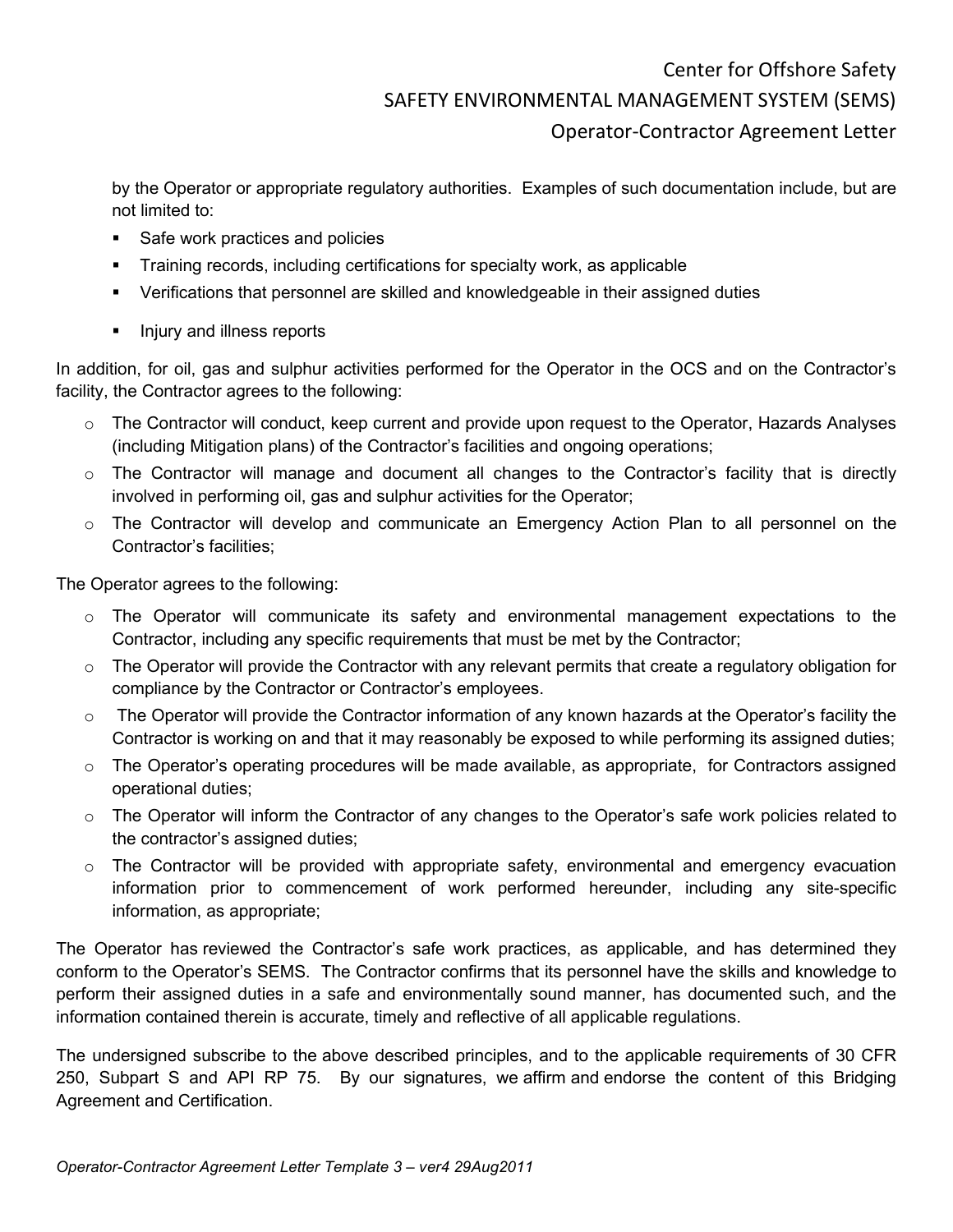by the Operator or appropriate regulatory authorities. Examples of such documentation include, but are not limited to:

- Safe work practices and policies
- Training records, including certifications for specialty work, as applicable
- Verifications that personnel are skilled and knowledgeable in their assigned duties
- Injury and illness reports

In addition, for oil, gas and sulphur activities performed for the Operator in the OCS and on the Contractor's facility, the Contractor agrees to the following:

- The Contractor will conduct, keep current and provide upon request to the Operator, Hazards Analyses (including Mitigation plans) of the Contractor's facilities and ongoing operations;
- The Contractor will manage and document all changes to the Contractor's facility that is directly involved in performing oil, gas and sulphur activities for the Operator;
- The Contractor will develop and communicate an Emergency Action Plan to all personnel on the Contractor's facilities;

The Operator agrees to the following:

- The Operator will communicate its safety and environmental management expectations to the Contractor, including any specific requirements that must be met by the Contractor;
- The Operator will provide the Contractor with any relevant permits that create a regulatory obligation for compliance by the Contractor or Contractor's employees.
- The Operator will provide the Contractor information of any known hazards at the Operator's facility the Contractor is working on and that it may reasonably be exposed to while performing its assigned duties;
- The Operator's operating procedures will be made available, as appropriate, for Contractors assigned operational duties;
- The Operator will inform the Contractor of any changes to the Operator's safe work policies related to the contractor's assigned duties;
- The Contractor will be provided with appropriate safety, environmental and emergency evacuation information prior to commencement of work performed hereunder, including any site-specific information, as appropriate;

The Operator has reviewed the Contractor's safe work practices, as applicable, and has determined they conform to the Operator's SEMS. The Contractor confirms that its personnel have the skills and knowledge to perform their assigned duties in a safe and environmentally sound manner, has documented such, and the information contained therein is accurate, timely and reflective of all applicable regulations.

The undersigned subscribe to the above described principles, and to the applicable requirements of 30 CFR 250, Subpart S and API RP 75. By our signatures, we affirm and endorse the content of this Bridging Agreement and Certification.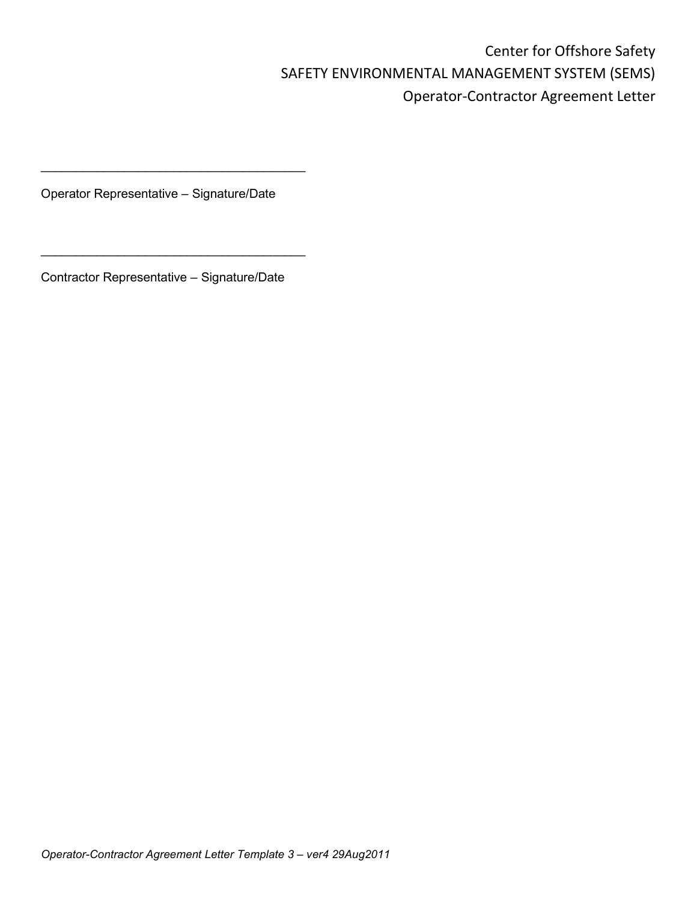\_\_\_\_\_\_\_\_\_\_\_\_\_\_\_\_\_\_\_\_\_\_\_\_\_\_\_\_\_\_\_\_\_\_\_\_\_\_\_

Operator Representative – Signature/Date

\_\_\_\_\_\_\_\_\_\_\_\_\_\_\_\_\_\_\_\_\_\_\_\_\_\_\_\_\_\_\_\_\_\_\_\_\_\_\_

Contractor Representative – Signature/Date